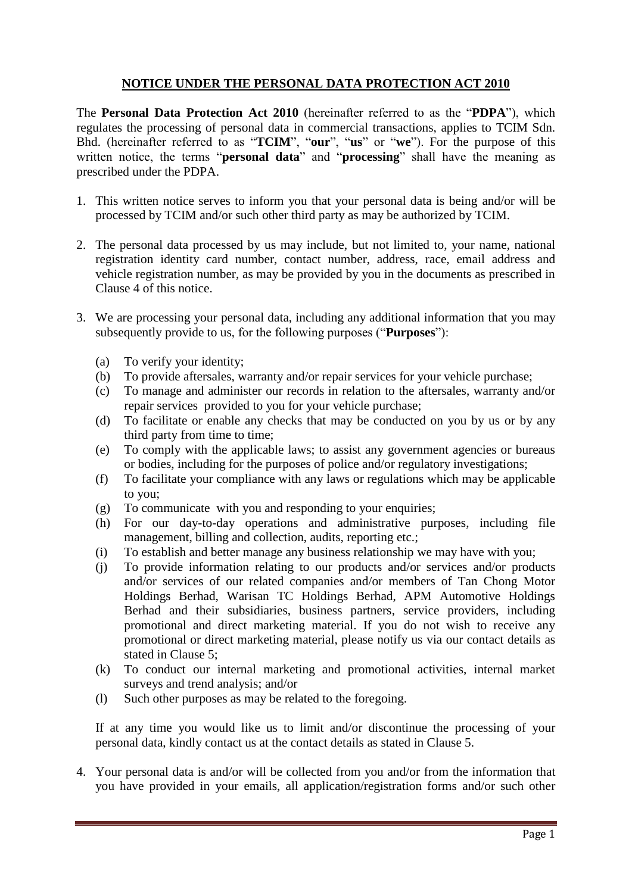# NOTICE UNDER THE PERSONAL DATA PROTECTION ACT 2010

The **Personal Data Protection Act 2010** (hereinafter referred to as the "**PDPA**"), which regulates the processing of personal data in commercial transactions, applies to TCIM Sdn. Bhd. (hereinafter referred to as "**TCIM**", "**our**", "**us**" or "**we**"). For the purpose of this written notice, the terms "**personal data**" and "**processing**" shall have the meaning as prescribed under the PDPA.

1. This written notice serves to inform you that your personal data is being and/or will be processed by TCIM and/or such other third party as may be authorized by TCIM.

2. The personal data processed by us may include, but not limited to, your name, national registration identity card number, contact number, address, race, email address and vehicle registration number, as may be provided by you in the documents as prescribed in Clause 4 of this notice.

3. We are processing your personal data, including any additional information that you may subsequently provide to us, for the following purposes ("**Purposes**"):

   (a) To verify your identity;
   (b) To provide aftersales, warranty and/or repair services for your vehicle purchase;
   (c) To manage and administer our records in relation to the aftersales, warranty and/or repair services provided to you for your vehicle purchase;
   (d) To facilitate or enable any checks that may be conducted on you by us or by any third party from time to time;
   (e) To comply with the applicable laws; to assist any government agencies or bureaus or bodies, including for the purposes of police and/or regulatory investigations;
   (f) To facilitate your compliance with any laws or regulations which may be applicable to you;
   (g) To communicate with you and responding to your enquiries;
   (h) For our day-to-day operations and administrative purposes, including file management, billing and collection, audits, reporting etc.;
   (i) To establish and better manage any business relationship we may have with you;
   (j) To provide information relating to our products and/or services and/or products and/or services of our related companies and/or members of Tan Chong Motor Holdings Berhad, Warisan TC Holdings Berhad, APM Automotive Holdings Berhad and their subsidiaries, business partners, service providers, including promotional and direct marketing material. If you do not wish to receive any promotional or direct marketing material, please notify us via our contact details as stated in Clause 5;
   (k) To conduct our internal marketing and promotional activities, internal market surveys and trend analysis; and/or
   (l) Such other purposes as may be related to the foregoing.

   If at any time you would like us to limit and/or discontinue the processing of your personal data, kindly contact us at the contact details as stated in Clause 5.

4. Your personal data is and/or will be collected from you and/or from the information that you have provided in your emails, all application/registration forms and/or such other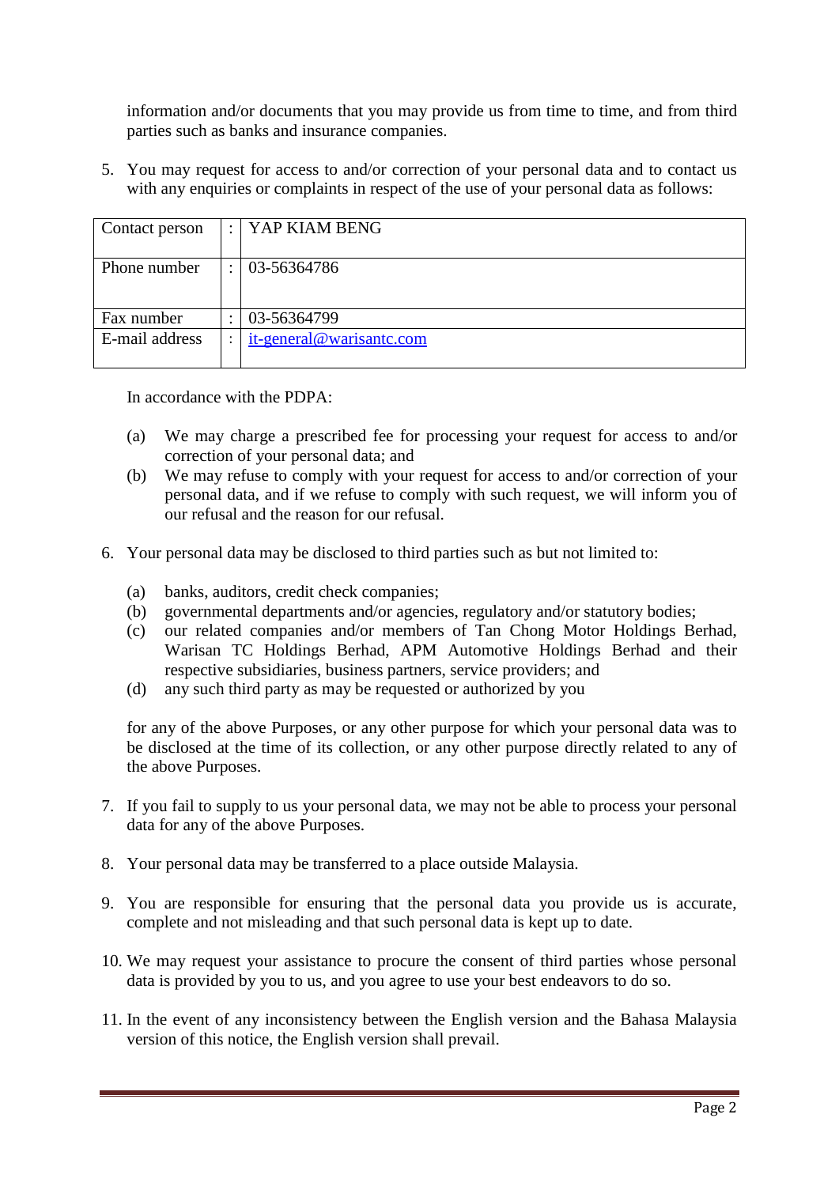information and/or documents that you may provide us from time to time, and from third parties such as banks and insurance companies.

5. You may request for access to and/or correction of your personal data and to contact us with any enquiries or complaints in respect of the use of your personal data as follows:

| Contact person | : | YAP KIAM BENG |
|---|---|---|
| Phone number | : | 03-56364786 |
| Fax number | : | 03-56364799 |
| E-mail address | : | it-general@warisantc.com |

In accordance with the PDPA:

(a) We may charge a prescribed fee for processing your request for access to and/or correction of your personal data; and
(b) We may refuse to comply with your request for access to and/or correction of your personal data, and if we refuse to comply with such request, we will inform you of our refusal and the reason for our refusal.

6. Your personal data may be disclosed to third parties such as but not limited to:

(a) banks, auditors, credit check companies;
(b) governmental departments and/or agencies, regulatory and/or statutory bodies;
(c) our related companies and/or members of Tan Chong Motor Holdings Berhad, Warisan TC Holdings Berhad, APM Automotive Holdings Berhad and their respective subsidiaries, business partners, service providers; and
(d) any such third party as may be requested or authorized by you

for any of the above Purposes, or any other purpose for which your personal data was to be disclosed at the time of its collection, or any other purpose directly related to any of the above Purposes.

7. If you fail to supply to us your personal data, we may not be able to process your personal data for any of the above Purposes.

8. Your personal data may be transferred to a place outside Malaysia.

9. You are responsible for ensuring that the personal data you provide us is accurate, complete and not misleading and that such personal data is kept up to date.

10. We may request your assistance to procure the consent of third parties whose personal data is provided by you to us, and you agree to use your best endeavors to do so.

11. In the event of any inconsistency between the English version and the Bahasa Malaysia version of this notice, the English version shall prevail.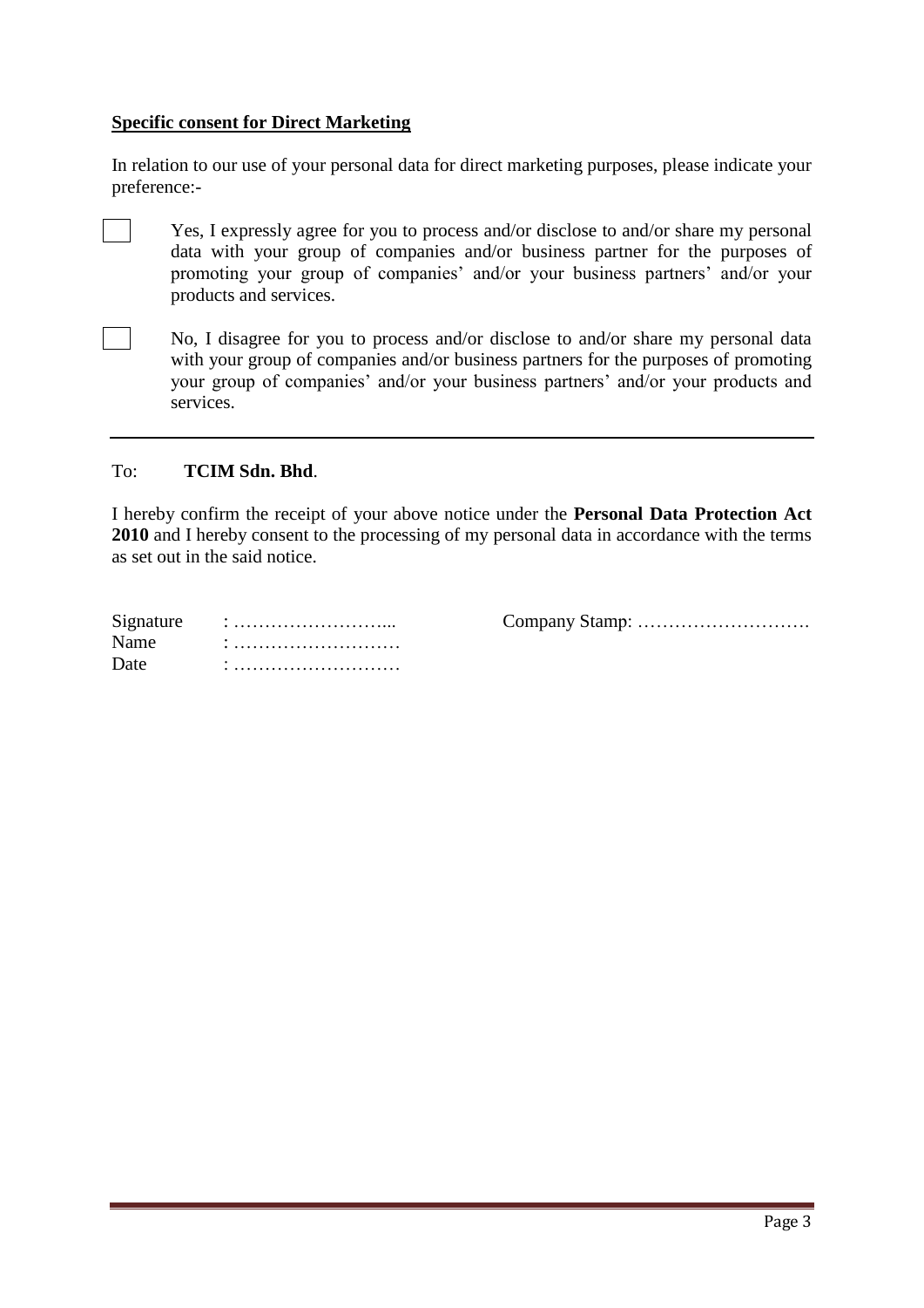**<u>Specific consent for Direct Marketing</u>**

In relation to our use of your personal data for direct marketing purposes, please indicate your preference:-

☐ Yes, I expressly agree for you to process and/or disclose to and/or share my personal data with your group of companies and/or business partner for the purposes of promoting your group of companies' and/or your business partners' and/or your products and services.

☐ No, I disagree for you to process and/or disclose to and/or share my personal data with your group of companies and/or business partners for the purposes of promoting your group of companies' and/or your business partners' and/or your products and services.

---

To: **TCIM Sdn. Bhd**.

I hereby confirm the receipt of your above notice under the **Personal Data Protection Act 2010** and I hereby consent to the processing of my personal data in accordance with the terms as set out in the said notice.

Signature : ……………………...  Company Stamp: ……………………….

Name : ………………………

Date : ………………………